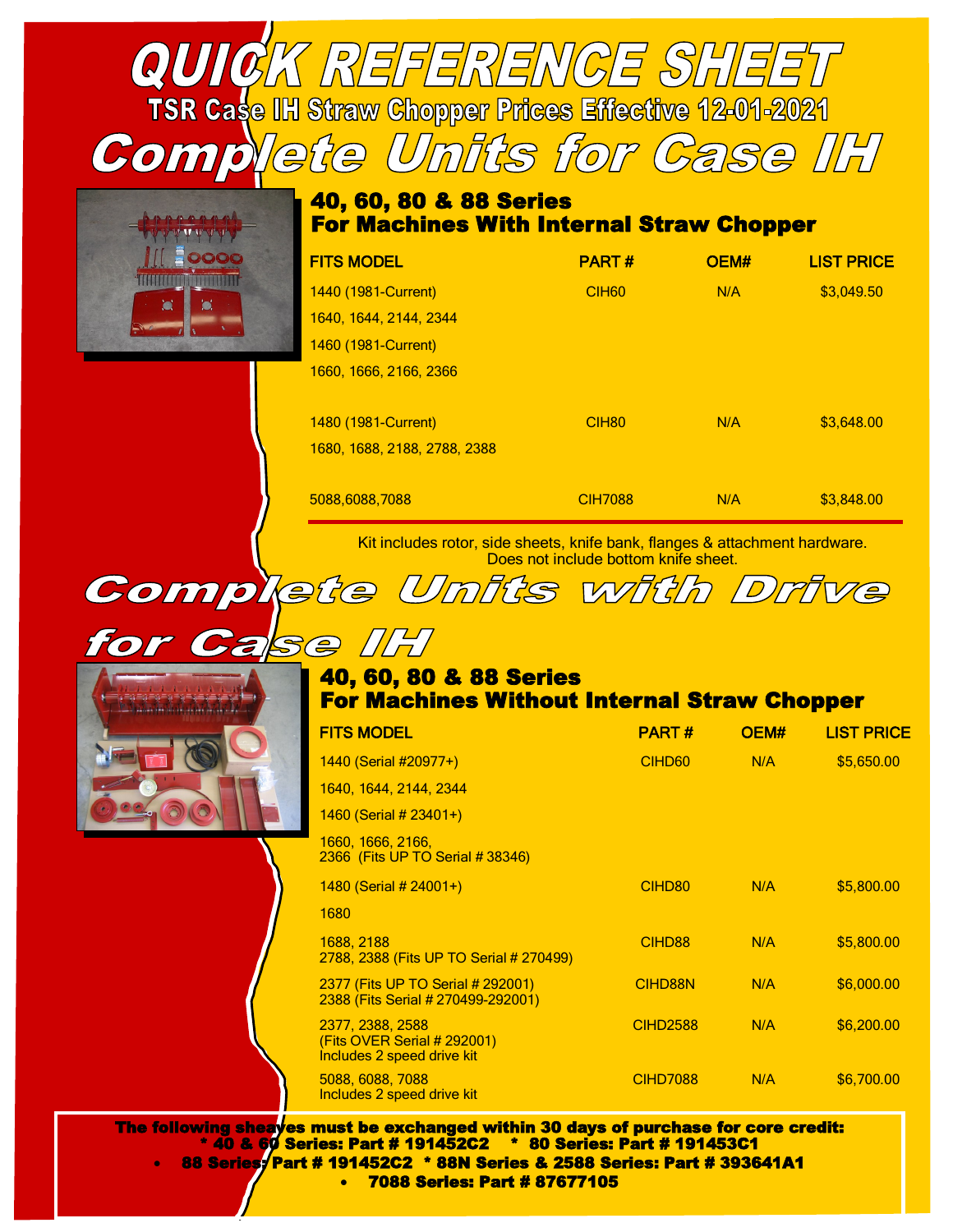# QUICK REFERENCE SHEET

## TSR Case IH Straw Chopper Prices Effective 12-01-2021

# Complete Units for Case IH

### 40, 60, 80 & 88 Series
### For Machines With Internal Straw Chopper

| FITS MODEL | PART # | OEM# | LIST PRICE |
|---|---|---|---|
| 1440 (1981-Current) | CIH60 | N/A | $3,049.50 |
| 1640, 1644, 2144, 2344 | | | |
| 1460 (1981-Current) | | | |
| 1660, 1666, 2166, 2366 | | | |
| 1480 (1981-Current) | CIH80 | N/A | $3,648.00 |
| 1680, 1688, 2188, 2788, 2388 | | | |
| 5088,6088,7088 | CIH7088 | N/A | $3,848.00 |

Kit includes rotor, side sheets, knife bank, flanges & attachment hardware. Does not include bottom knife sheet.

# Complete Units with Drive for Case IH

### 40, 60, 80 & 88 Series
### For Machines Without Internal Straw Chopper

| FITS MODEL | PART # | OEM# | LIST PRICE |
|---|---|---|---|
| 1440 (Serial #20977+) | CIHD60 | N/A | $5,650.00 |
| 1640, 1644, 2144, 2344 | | | |
| 1460 (Serial # 23401+) | | | |
| 1660, 1666, 2166, 2366 (Fits UP TO Serial # 38346) | | | |
| 1480 (Serial # 24001+) | CIHD80 | N/A | $5,800.00 |
| 1680 | | | |
| 1688, 2188 2788, 2388 (Fits UP TO Serial # 270499) | CIHD88 | N/A | $5,800.00 |
| 2377 (Fits UP TO Serial # 292001) 2388 (Fits Serial # 270499-292001) | CIHD88N | N/A | $6,000.00 |
| 2377, 2388, 2588 (Fits OVER Serial # 292001) Includes 2 speed drive kit | CIHD2588 | N/A | $6,200.00 |
| 5088, 6088, 7088 Includes 2 speed drive kit | CIHD7088 | N/A | $6,700.00 |

**The following sheaves must be exchanged within 30 days of purchase for core credit:**

**\* 40 & 60 Series: Part # 191452C2 \* 80 Series: Part # 191453C1**

- **88 Series: Part # 191452C2 \* 88N Series & 2588 Series: Part # 393641A1**
- **7088 Series: Part # 87677105**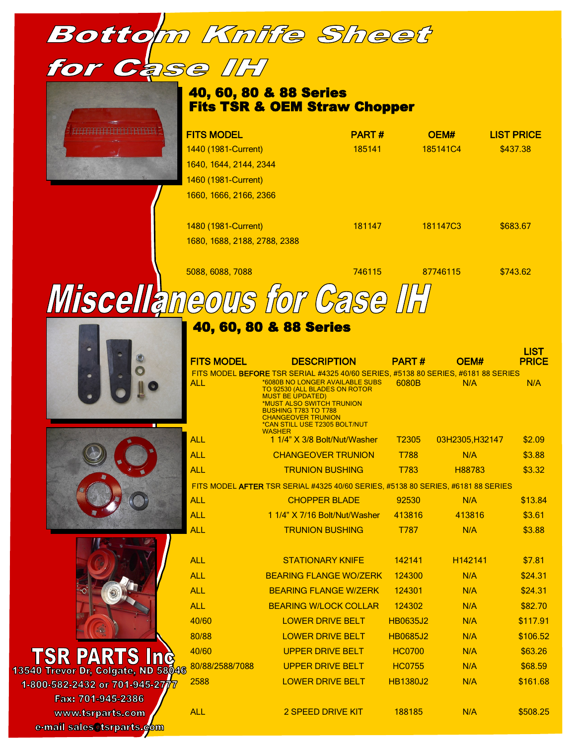# Bottom Knife Sheet for Case IH

## 40, 60, 80 & 88 Series
## Fits TSR & OEM Straw Chopper

| FITS MODEL | PART # | OEM# | LIST PRICE |
|---|---|---|---|
| 1440 (1981-Current) | 185141 | 185141C4 | $437.38 |
| 1640, 1644, 2144, 2344 | | | |
| 1460 (1981-Current) | | | |
| 1660, 1666, 2166, 2366 | | | |
| 1480 (1981-Current) | 181147 | 181147C3 | $683.67 |
| 1680, 1688, 2188, 2788, 2388 | | | |
| 5088, 6088, 7088 | 746115 | 87746115 | $743.62 |

# Miscellaneous for Case IH

## 40, 60, 80 & 88 Series

| FITS MODEL | DESCRIPTION | PART # | OEM# | LIST PRICE |
|---|---|---|---|---|
| FITS MODEL **BEFORE** TSR SERIAL #4325 40/60 SERIES, #5138 80 SERIES, #6181 88 SERIES | | | | |
| ALL | *6080B NO LONGER AVAILABLE SUBS TO 92530 (ALL BLADES ON ROTOR MUST BE UPDATED) *MUST ALSO SWITCH TRUNION BUSHING T783 TO T788 CHANGEOVER TRUNION *CAN STILL USE T2305 BOLT/NUT WASHER | 6080B | N/A | N/A |
| ALL | 1 1/4" X 3/8 Bolt/Nut/Washer | T2305 | 03H2305,H32147 | $2.09 |
| ALL | CHANGEOVER TRUNION | T788 | N/A | $3.88 |
| ALL | TRUNION BUSHING | T783 | H88783 | $3.32 |
| FITS MODEL **AFTER** TSR SERIAL #4325 40/60 SERIES, #5138 80 SERIES, #6181 88 SERIES | | | | |
| ALL | CHOPPER BLADE | 92530 | N/A | $13.84 |
| ALL | 1 1/4" X 7/16 Bolt/Nut/Washer | 413816 | 413816 | $3.61 |
| ALL | TRUNION BUSHING | T787 | N/A | $3.88 |
| ALL | STATIONARY KNIFE | 142141 | H142141 | $7.81 |
| ALL | BEARING FLANGE WO/ZERK | 124300 | N/A | $24.31 |
| ALL | BEARING FLANGE W/ZERK | 124301 | N/A | $24.31 |
| ALL | BEARING W/LOCK COLLAR | 124302 | N/A | $82.70 |
| 40/60 | LOWER DRIVE BELT | HB0635J2 | N/A | $117.91 |
| 80/88 | LOWER DRIVE BELT | HB0685J2 | N/A | $106.52 |
| 40/60 | UPPER DRIVE BELT | HC0700 | N/A | $63.26 |
| 80/88/2588/7088 | UPPER DRIVE BELT | HC0755 | N/A | $68.59 |
| 2588 | LOWER DRIVE BELT | HB1380J2 | N/A | $161.68 |
| ALL | 2 SPEED DRIVE KIT | 188185 | N/A | $508.25 |

**TSR PARTS Inc**
13540 Trevor Dr, Colgate, ND 58046
1-800-582-2432 or 701-945-2777
Fax: 701-945-2386
www.tsrparts.com
e-mail sales@tsrparts.com